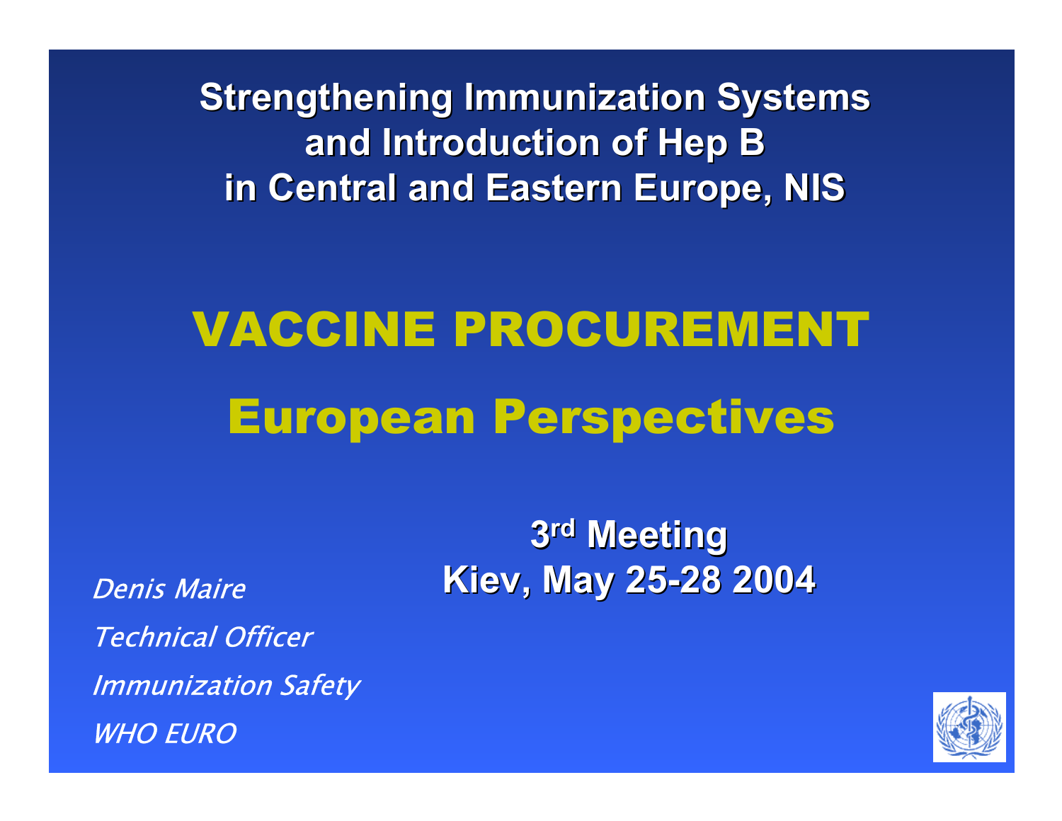**Strengthening Immunization Systems and Introduction of Hep B in Central and Eastern Europe, NIS**

# VACCINE PROCUREMENT

## European Perspectives

**3rd Meeting**
**Kiev, May 25-28 2004**

*Denis Maire*

*Technical Officer*

*Immunization Safety*

*WHO EURO*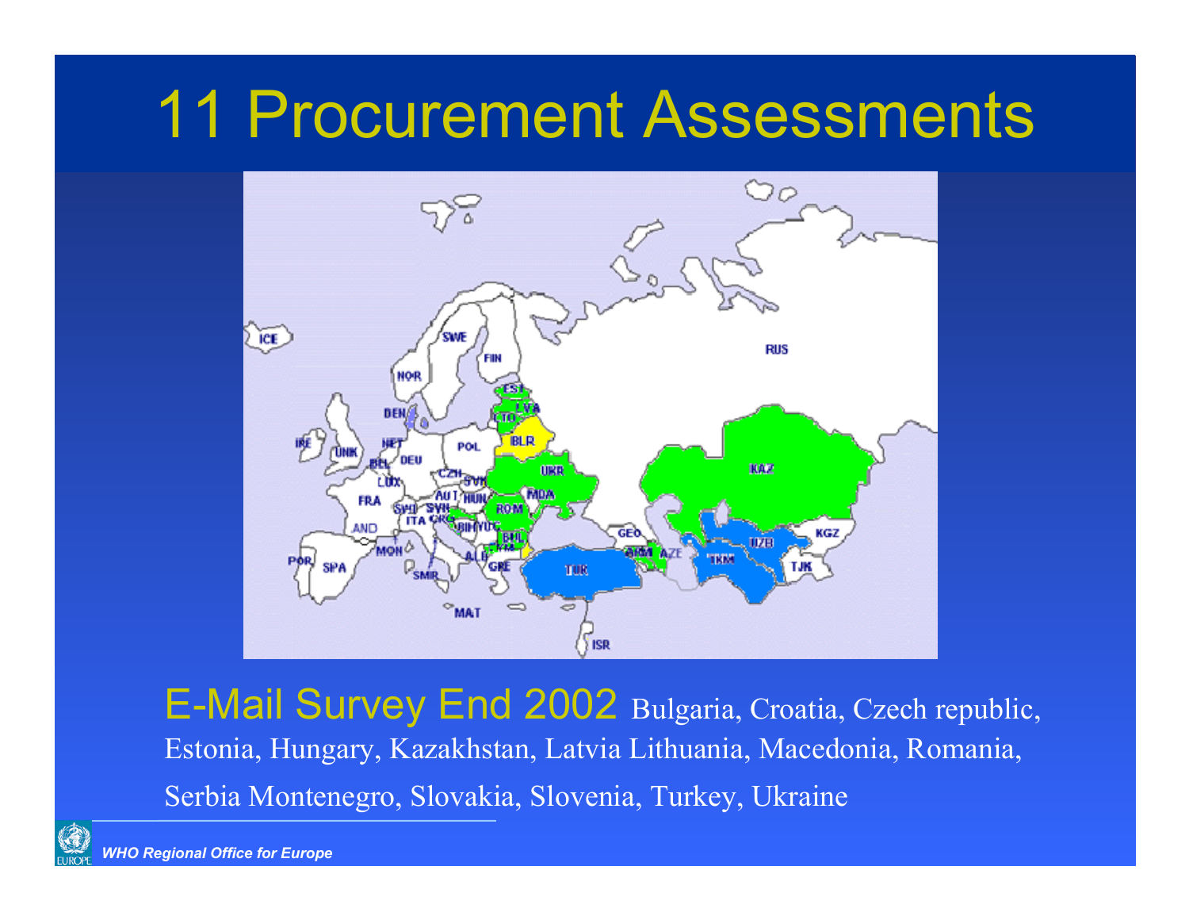# 11 Procurement Assessments

E-Mail Survey End 2002 Bulgaria, Croatia, Czech republic, Estonia, Hungary, Kazakhstan, Latvia Lithuania, Macedonia, Romania, Serbia Montenegro, Slovakia, Slovenia, Turkey, Ukraine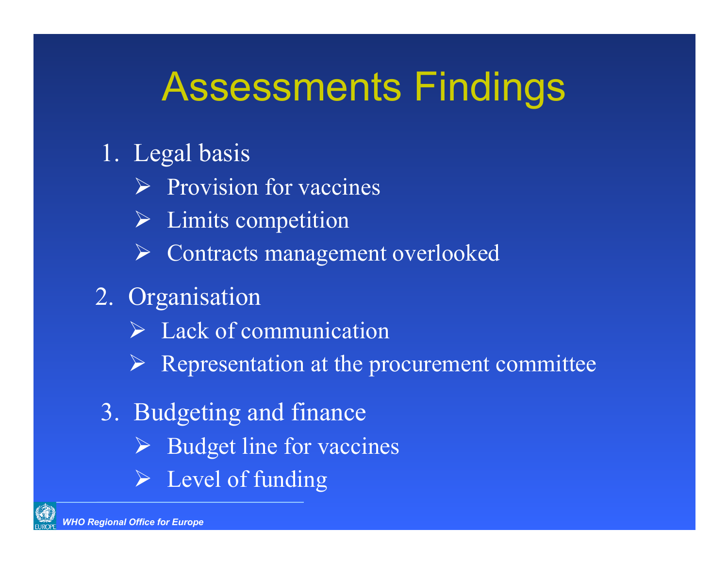# Assessments Findings

1. Legal basis
   - Provision for vaccines
   - Limits competition
   - Contracts management overlooked
2. Organisation
   - Lack of communication
   - Representation at the procurement committee
3. Budgeting and finance
   - Budget line for vaccines
   - Level of funding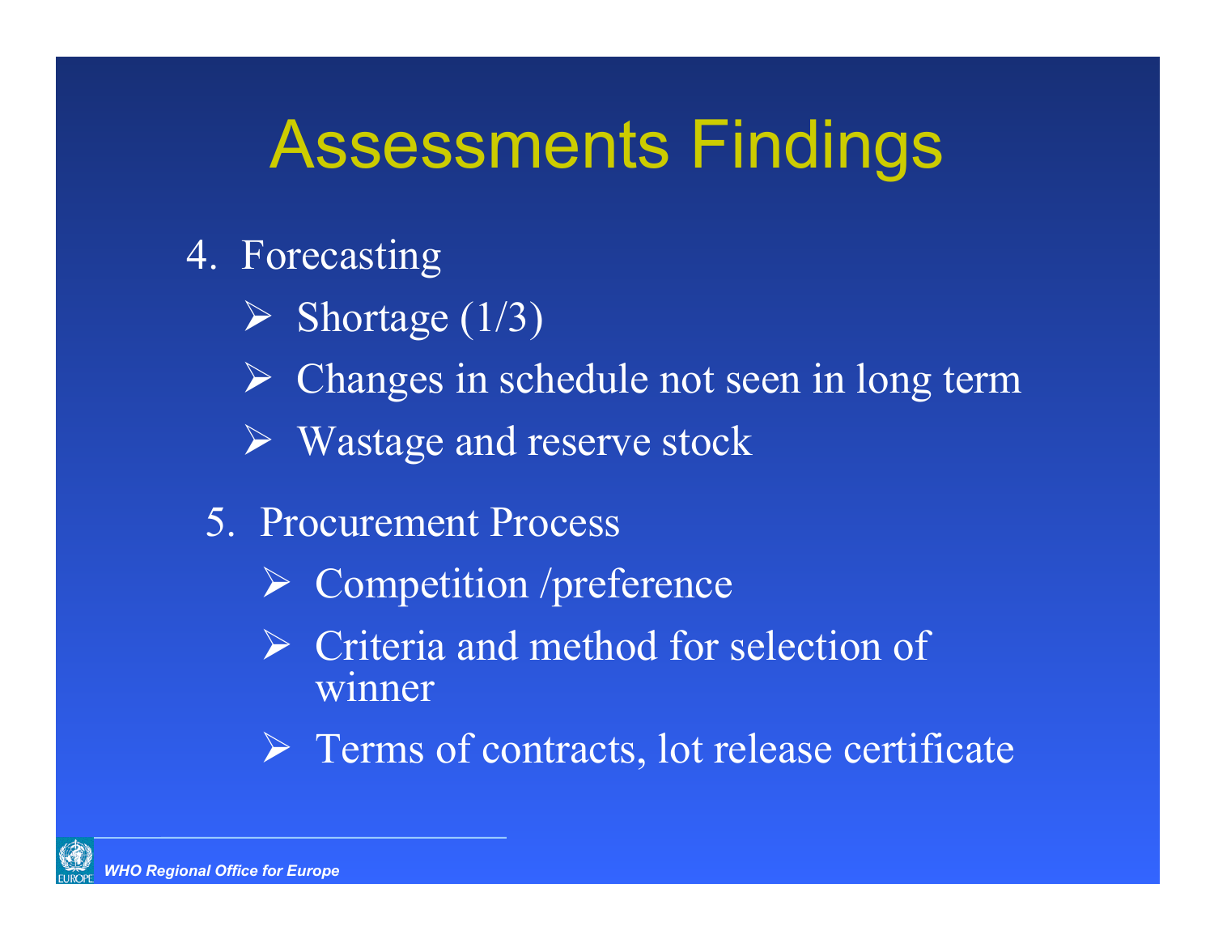# Assessments Findings

4. Forecasting
   - Shortage (1/3)
   - Changes in schedule not seen in long term
   - Wastage and reserve stock

5. Procurement Process
   - Competition /preference
   - Criteria and method for selection of winner
   - Terms of contracts, lot release certificate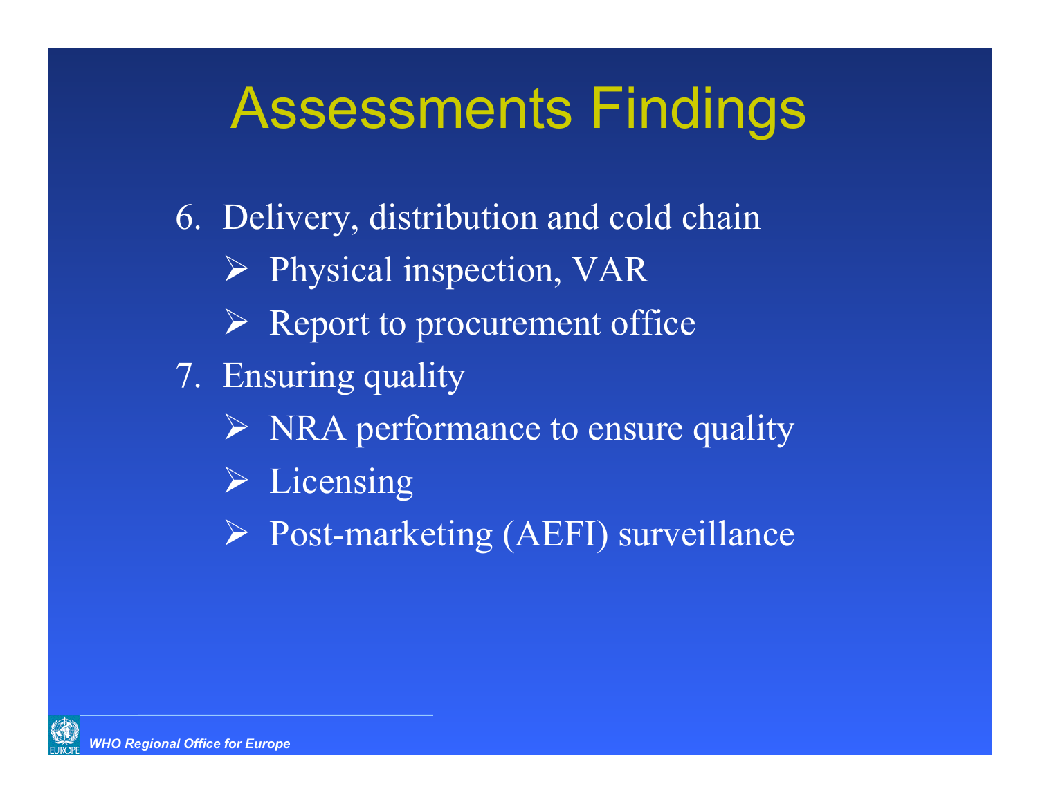# Assessments Findings

6. Delivery, distribution and cold chain
   - Physical inspection, VAR
   - Report to procurement office
7. Ensuring quality
   - NRA performance to ensure quality
   - Licensing
   - Post-marketing (AEFI) surveillance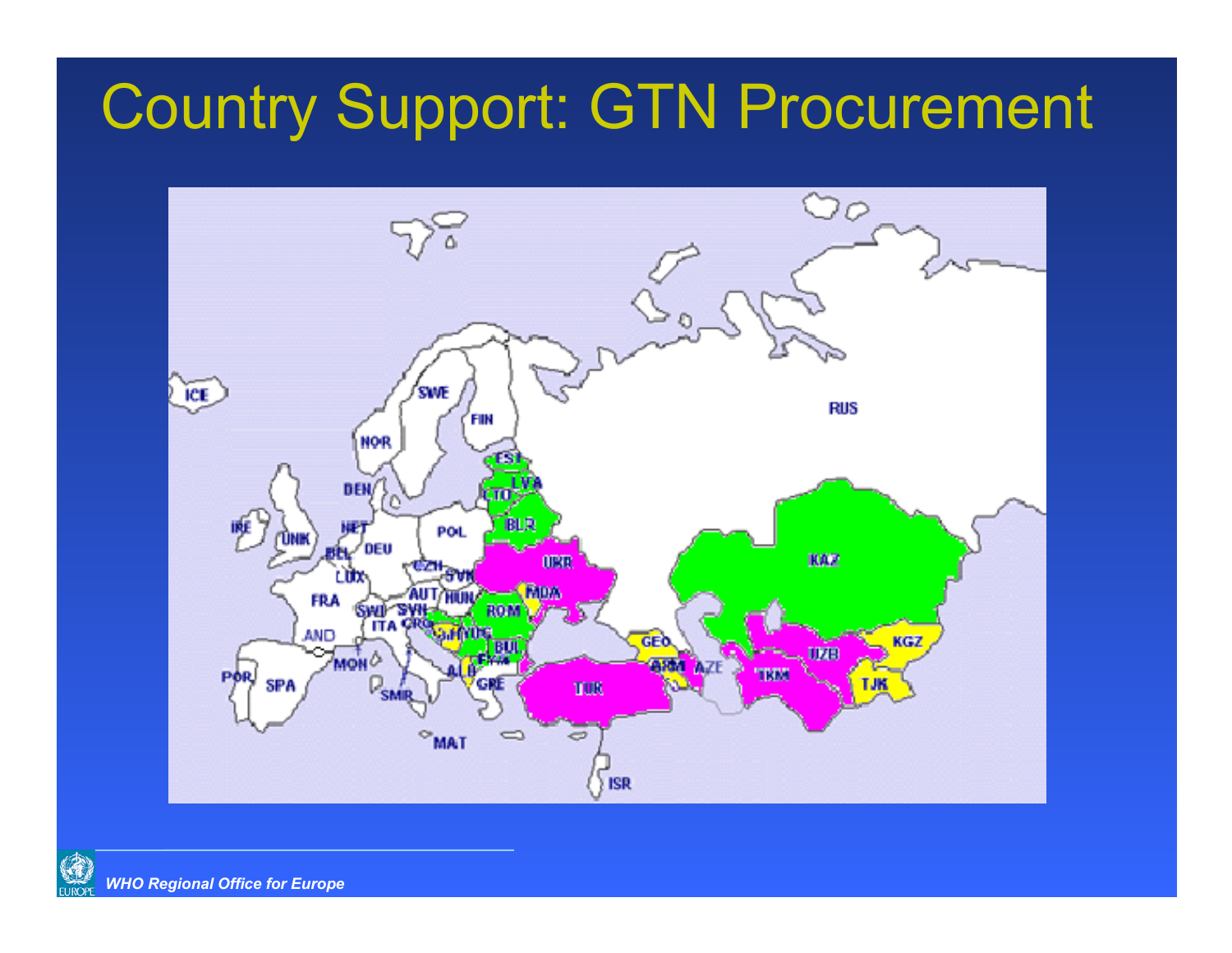# Country Support: GTN Procurement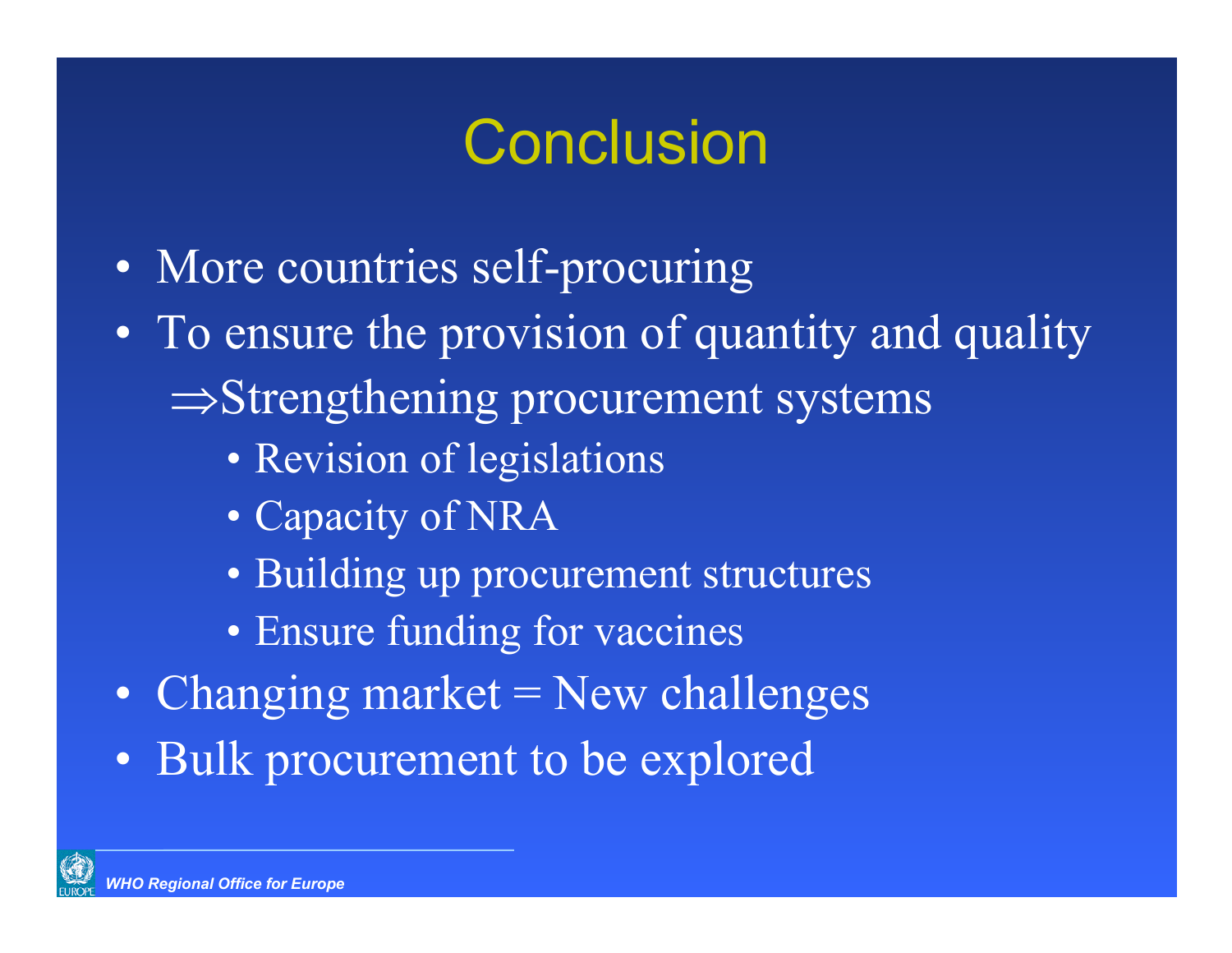# Conclusion

- More countries self-procuring
- To ensure the provision of quantity and quality

  ⇒Strengthening procurement systems

    - Revision of legislations
    - Capacity of NRA
    - Building up procurement structures
    - Ensure funding for vaccines
- Changing market = New challenges
- Bulk procurement to be explored